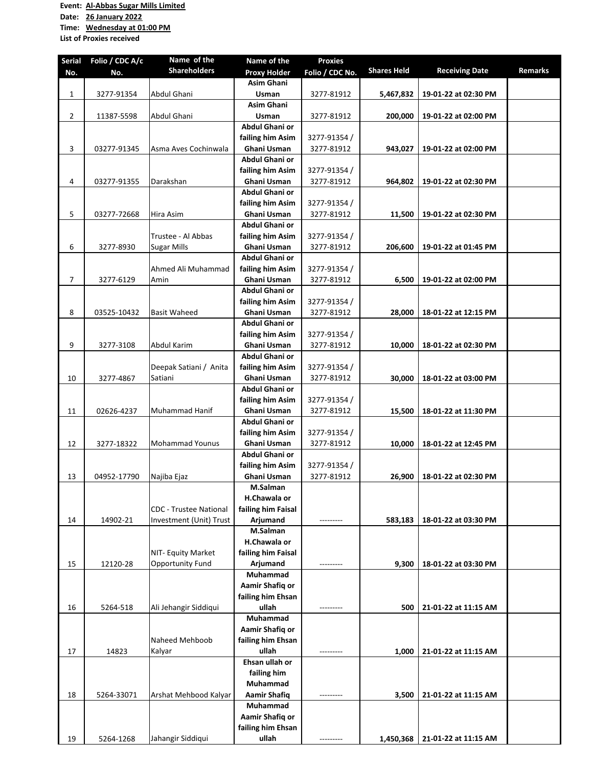**Event: Al-Abbas Sugar Mills Limited**
**Date: 26 January 2022**
**Time: Wednesday at 01:00 PM**
**List of Proxies received**

| Serial No. | Folio / CDC A/c No. | Name of the Shareholders | Name of the Proxy Holder | Proxies Folio / CDC No. | Shares Held | Receiving Date | Remarks |
|---|---|---|---|---|---|---|---|
| 1 | 3277-91354 | Abdul Ghani | Asim Ghani Usman | 3277-81912 | 5,467,832 | 19-01-22 at 02:30 PM | |
| 2 | 11387-5598 | Abdul Ghani | Asim Ghani Usman | 3277-81912 | 200,000 | 19-01-22 at 02:00 PM | |
| 3 | 03277-91345 | Asma Aves Cochinwala | Abdul Ghani or failing him Asim Ghani Usman | 3277-91354 / 3277-81912 | 943,027 | 19-01-22 at 02:00 PM | |
| 4 | 03277-91355 | Darakshan | Abdul Ghani or failing him Asim Ghani Usman | 3277-91354 / 3277-81912 | 964,802 | 19-01-22 at 02:30 PM | |
| 5 | 03277-72668 | Hira Asim | Abdul Ghani or failing him Asim Ghani Usman | 3277-91354 / 3277-81912 | 11,500 | 19-01-22 at 02:30 PM | |
| 6 | 3277-8930 | Trustee - Al Abbas Sugar Mills | Abdul Ghani or failing him Asim Ghani Usman | 3277-91354 / 3277-81912 | 206,600 | 19-01-22 at 01:45 PM | |
| 7 | 3277-6129 | Ahmed Ali Muhammad Amin | Abdul Ghani or failing him Asim Ghani Usman | 3277-91354 / 3277-81912 | 6,500 | 19-01-22 at 02:00 PM | |
| 8 | 03525-10432 | Basit Waheed | Abdul Ghani or failing him Asim Ghani Usman | 3277-91354 / 3277-81912 | 28,000 | 18-01-22 at 12:15 PM | |
| 9 | 3277-3108 | Abdul Karim | Abdul Ghani or failing him Asim Ghani Usman | 3277-91354 / 3277-81912 | 10,000 | 18-01-22 at 02:30 PM | |
| 10 | 3277-4867 | Deepak Satiani / Anita Satiani | Abdul Ghani or failing him Asim Ghani Usman | 3277-91354 / 3277-81912 | 30,000 | 18-01-22 at 03:00 PM | |
| 11 | 02626-4237 | Muhammad Hanif | Abdul Ghani or failing him Asim Ghani Usman | 3277-91354 / 3277-81912 | 15,500 | 18-01-22 at 11:30 PM | |
| 12 | 3277-18322 | Mohammad Younus | Abdul Ghani or failing him Asim Ghani Usman | 3277-91354 / 3277-81912 | 10,000 | 18-01-22 at 12:45 PM | |
| 13 | 04952-17790 | Najiba Ejaz | Abdul Ghani or failing him Asim Ghani Usman | 3277-91354 / 3277-81912 | 26,900 | 18-01-22 at 02:30 PM | |
| 14 | 14902-21 | CDC - Trustee National Investment (Unit) Trust | M.Salman H.Chawala or failing him Faisal Arjumand | --------- | 583,183 | 18-01-22 at 03:30 PM | |
| 15 | 12120-28 | NIT- Equity Market Opportunity Fund | M.Salman H.Chawala or failing him Faisal Arjumand | --------- | 9,300 | 18-01-22 at 03:30 PM | |
| 16 | 5264-518 | Ali Jehangir Siddiqui | Muhammad Aamir Shafiq or failing him Ehsan ullah | --------- | 500 | 21-01-22 at 11:15 AM | |
| 17 | 14823 | Naheed Mehboob Kalyar | Muhammad Aamir Shafiq or failing him Ehsan ullah | --------- | 1,000 | 21-01-22 at 11:15 AM | |
| 18 | 5264-33071 | Arshat Mehbood Kalyar | Ehsan ullah or failing him Muhammad Aamir Shafiq | --------- | 3,500 | 21-01-22 at 11:15 AM | |
| 19 | 5264-1268 | Jahangir Siddiqui | Muhammad Aamir Shafiq or failing him Ehsan ullah | --------- | 1,450,368 | 21-01-22 at 11:15 AM | |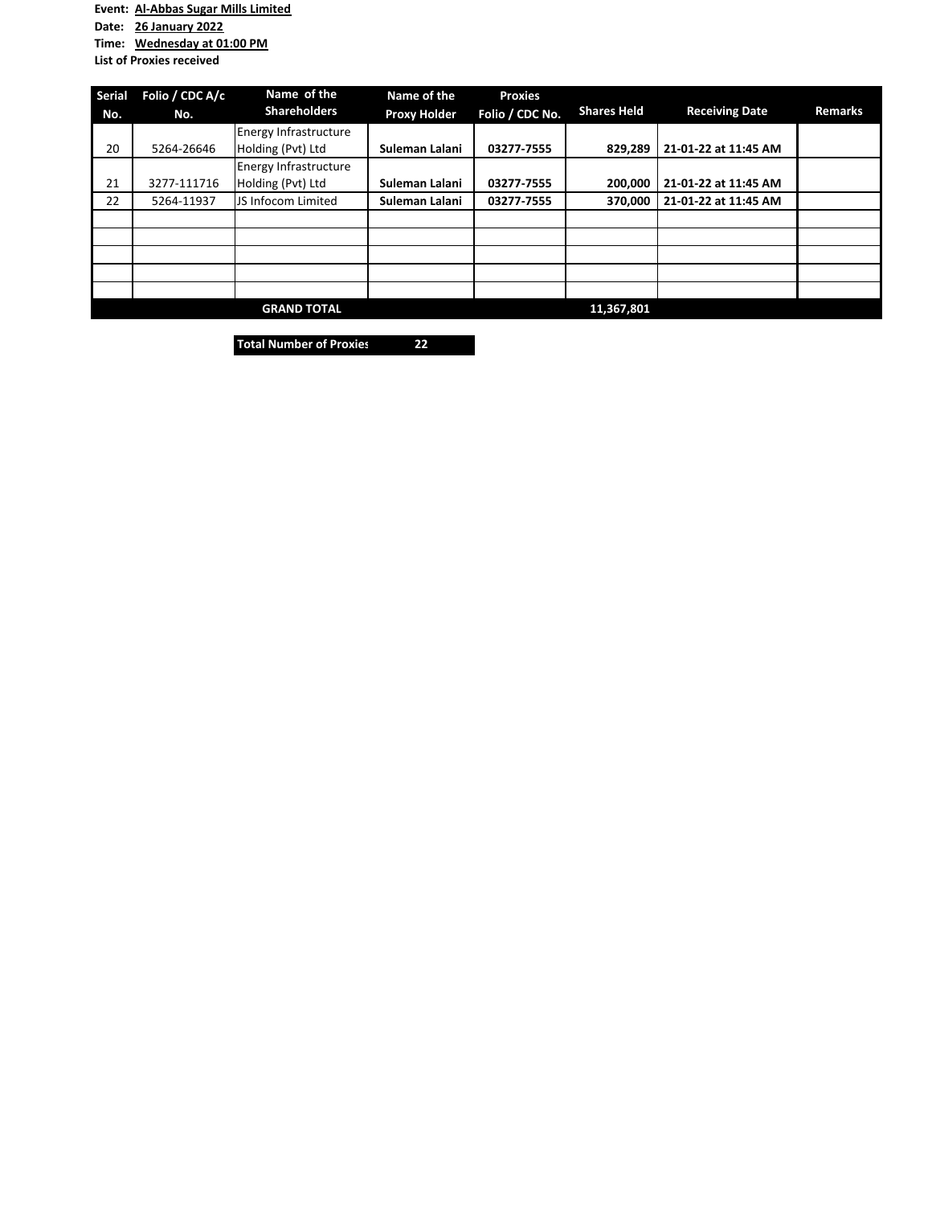**Event: Al-Abbas Sugar Mills Limited**
**Date: 26 January 2022**
**Time: Wednesday at 01:00 PM**
**List of Proxies received**

| Serial No. | Folio / CDC A/c No. | Name of the Shareholders | Name of the Proxy Holder | Proxies Folio / CDC No. | Shares Held | Receiving Date | Remarks |
|---|---|---|---|---|---|---|---|
| 20 | 5264-26646 | Energy Infrastructure Holding (Pvt) Ltd | **Suleman Lalani** | **03277-7555** | **829,289** | **21-01-22 at 11:45 AM** | |
| 21 | 3277-111716 | Energy Infrastructure Holding (Pvt) Ltd | **Suleman Lalani** | **03277-7555** | **200,000** | **21-01-22 at 11:45 AM** | |
| 22 | 5264-11937 | JS Infocom Limited | **Suleman Lalani** | **03277-7555** | **370,000** | **21-01-22 at 11:45 AM** | |
| | | | | | | | |
| | | | | | | | |
| | | | | | | | |
| | | | | | | | |
| | | | | | | | |
| | | **GRAND TOTAL** | | | **11,367,801** | | |

| **Total Number of Proxies** | **22** |
|---|---|